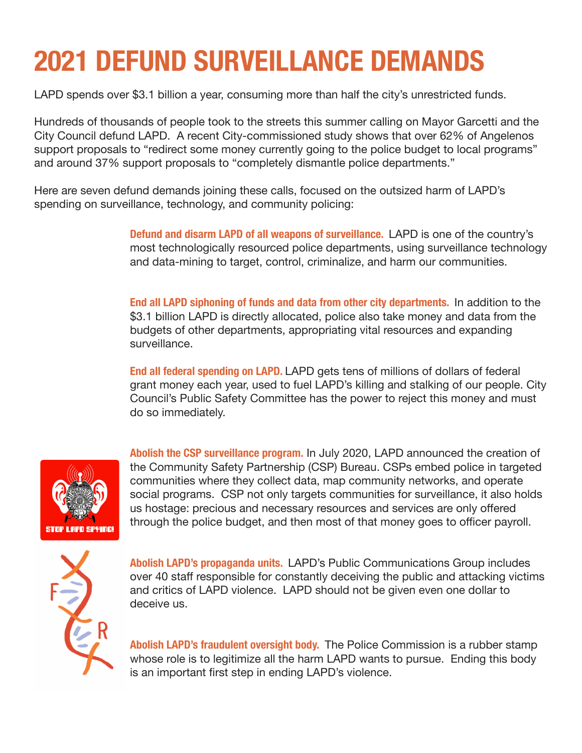# 2021 DEFUND SURVEILLANCE DEMANDS

LAPD spends over $3.1 billion a year, consuming more than half the city's unrestricted funds.

Hundreds of thousands of people took to the streets this summer calling on Mayor Garcetti and the City Council defund LAPD. A recent City-commissioned study shows that over 62% of Angelenos support proposals to "redirect some money currently going to the police budget to local programs" and around 37% support proposals to "completely dismantle police departments."

Here are seven defund demands joining these calls, focused on the outsized harm of LAPD's spending on surveillance, technology, and community policing:

**Defund and disarm LAPD of all weapons of surveillance.** LAPD is one of the country's most technologically resourced police departments, using surveillance technology and data-mining to target, control, criminalize, and harm our communities.

**End all LAPD siphoning of funds and data from other city departments.** In addition to the $3.1 billion LAPD is directly allocated, police also take money and data from the budgets of other departments, appropriating vital resources and expanding surveillance.

**End all federal spending on LAPD.** LAPD gets tens of millions of dollars of federal grant money each year, used to fuel LAPD's killing and stalking of our people. City Council's Public Safety Committee has the power to reject this money and must do so immediately.

**Abolish the CSP surveillance program.** In July 2020, LAPD announced the creation of the Community Safety Partnership (CSP) Bureau. CSPs embed police in targeted communities where they collect data, map community networks, and operate social programs. CSP not only targets communities for surveillance, it also holds us hostage: precious and necessary resources and services are only offered through the police budget, and then most of that money goes to officer payroll.

**Abolish LAPD's propaganda units.** LAPD's Public Communications Group includes over 40 staff responsible for constantly deceiving the public and attacking victims and critics of LAPD violence. LAPD should not be given even one dollar to deceive us.

**Abolish LAPD's fraudulent oversight body.** The Police Commission is a rubber stamp whose role is to legitimize all the harm LAPD wants to pursue. Ending this body is an important first step in ending LAPD's violence.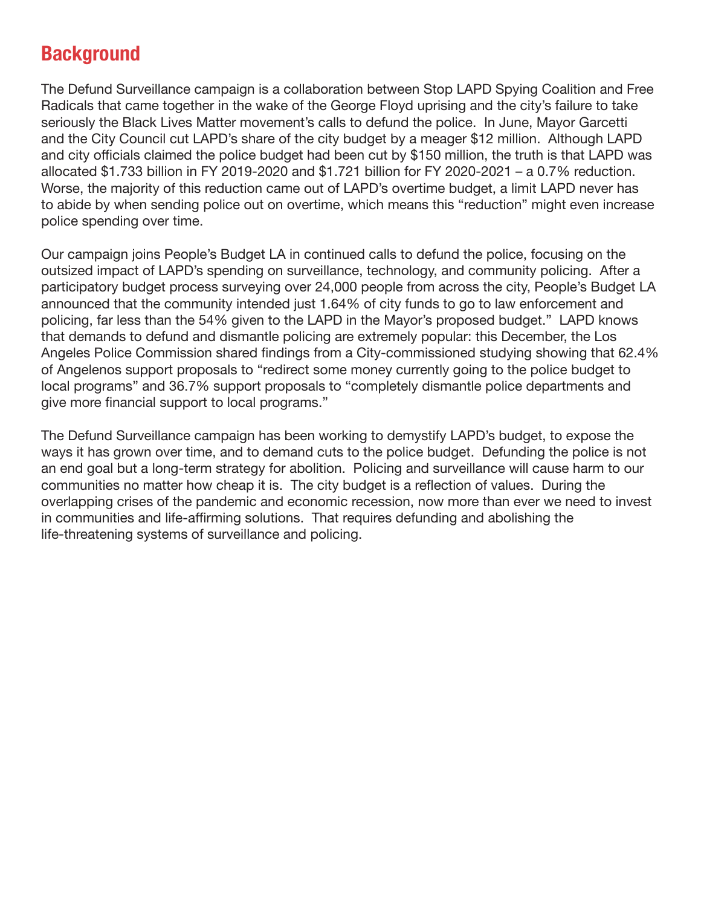## Background

The Defund Surveillance campaign is a collaboration between Stop LAPD Spying Coalition and Free Radicals that came together in the wake of the George Floyd uprising and the city's failure to take seriously the Black Lives Matter movement's calls to defund the police. In June, Mayor Garcetti and the City Council cut LAPD's share of the city budget by a meager $12 million. Although LAPD and city officials claimed the police budget had been cut by $150 million, the truth is that LAPD was allocated $1.733 billion in FY 2019-2020 and $1.721 billion for FY 2020-2021 – a 0.7% reduction. Worse, the majority of this reduction came out of LAPD's overtime budget, a limit LAPD never has to abide by when sending police out on overtime, which means this "reduction" might even increase police spending over time.

Our campaign joins People's Budget LA in continued calls to defund the police, focusing on the outsized impact of LAPD's spending on surveillance, technology, and community policing. After a participatory budget process surveying over 24,000 people from across the city, People's Budget LA announced that the community intended just 1.64% of city funds to go to law enforcement and policing, far less than the 54% given to the LAPD in the Mayor's proposed budget." LAPD knows that demands to defund and dismantle policing are extremely popular: this December, the Los Angeles Police Commission shared findings from a City-commissioned studying showing that 62.4% of Angelenos support proposals to "redirect some money currently going to the police budget to local programs" and 36.7% support proposals to "completely dismantle police departments and give more financial support to local programs."

The Defund Surveillance campaign has been working to demystify LAPD's budget, to expose the ways it has grown over time, and to demand cuts to the police budget. Defunding the police is not an end goal but a long-term strategy for abolition. Policing and surveillance will cause harm to our communities no matter how cheap it is. The city budget is a reflection of values. During the overlapping crises of the pandemic and economic recession, now more than ever we need to invest in communities and life-affirming solutions. That requires defunding and abolishing the life-threatening systems of surveillance and policing.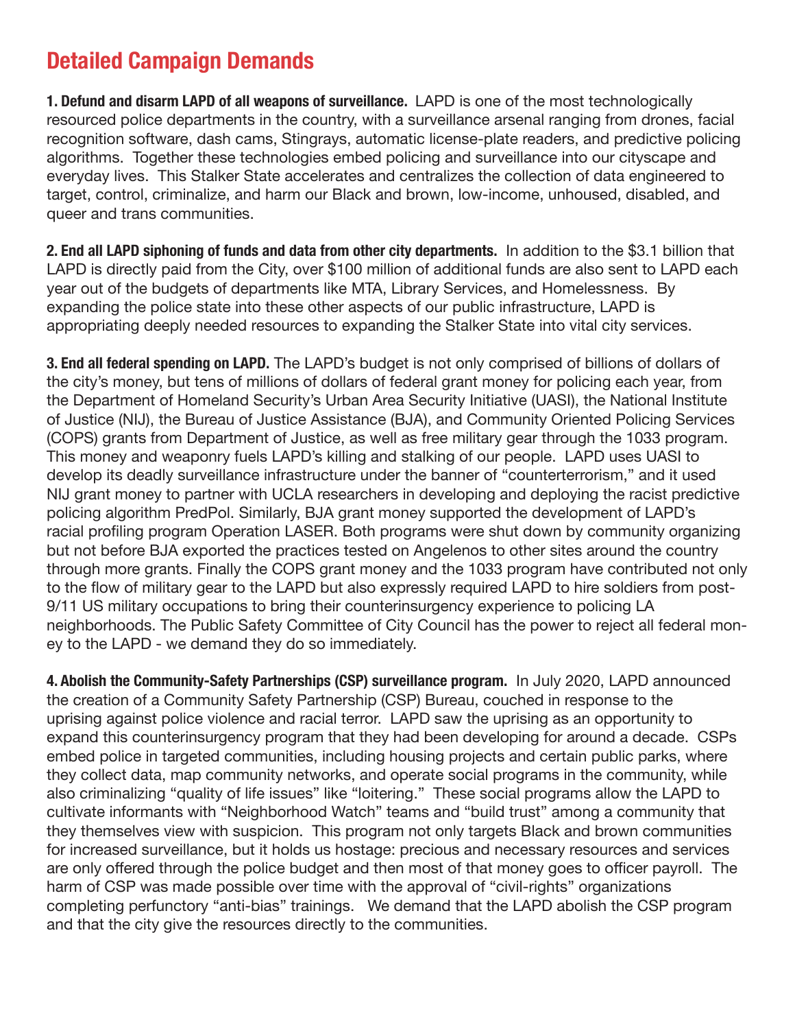## Detailed Campaign Demands

**1. Defund and disarm LAPD of all weapons of surveillance.** LAPD is one of the most technologically resourced police departments in the country, with a surveillance arsenal ranging from drones, facial recognition software, dash cams, Stingrays, automatic license-plate readers, and predictive policing algorithms. Together these technologies embed policing and surveillance into our cityscape and everyday lives. This Stalker State accelerates and centralizes the collection of data engineered to target, control, criminalize, and harm our Black and brown, low-income, unhoused, disabled, and queer and trans communities.

**2. End all LAPD siphoning of funds and data from other city departments.** In addition to the $3.1 billion that LAPD is directly paid from the City, over $100 million of additional funds are also sent to LAPD each year out of the budgets of departments like MTA, Library Services, and Homelessness. By expanding the police state into these other aspects of our public infrastructure, LAPD is appropriating deeply needed resources to expanding the Stalker State into vital city services.

**3. End all federal spending on LAPD.** The LAPD's budget is not only comprised of billions of dollars of the city's money, but tens of millions of dollars of federal grant money for policing each year, from the Department of Homeland Security's Urban Area Security Initiative (UASI), the National Institute of Justice (NIJ), the Bureau of Justice Assistance (BJA), and Community Oriented Policing Services (COPS) grants from Department of Justice, as well as free military gear through the 1033 program. This money and weaponry fuels LAPD's killing and stalking of our people. LAPD uses UASI to develop its deadly surveillance infrastructure under the banner of "counterterrorism," and it used NIJ grant money to partner with UCLA researchers in developing and deploying the racist predictive policing algorithm PredPol. Similarly, BJA grant money supported the development of LAPD's racial profiling program Operation LASER. Both programs were shut down by community organizing but not before BJA exported the practices tested on Angelenos to other sites around the country through more grants. Finally the COPS grant money and the 1033 program have contributed not only to the flow of military gear to the LAPD but also expressly required LAPD to hire soldiers from post-9/11 US military occupations to bring their counterinsurgency experience to policing LA neighborhoods. The Public Safety Committee of City Council has the power to reject all federal money to the LAPD - we demand they do so immediately.

**4. Abolish the Community-Safety Partnerships (CSP) surveillance program.** In July 2020, LAPD announced the creation of a Community Safety Partnership (CSP) Bureau, couched in response to the uprising against police violence and racial terror. LAPD saw the uprising as an opportunity to expand this counterinsurgency program that they had been developing for around a decade. CSPs embed police in targeted communities, including housing projects and certain public parks, where they collect data, map community networks, and operate social programs in the community, while also criminalizing "quality of life issues" like "loitering." These social programs allow the LAPD to cultivate informants with "Neighborhood Watch" teams and "build trust" among a community that they themselves view with suspicion. This program not only targets Black and brown communities for increased surveillance, but it holds us hostage: precious and necessary resources and services are only offered through the police budget and then most of that money goes to officer payroll. The harm of CSP was made possible over time with the approval of "civil-rights" organizations completing perfunctory "anti-bias" trainings. We demand that the LAPD abolish the CSP program and that the city give the resources directly to the communities.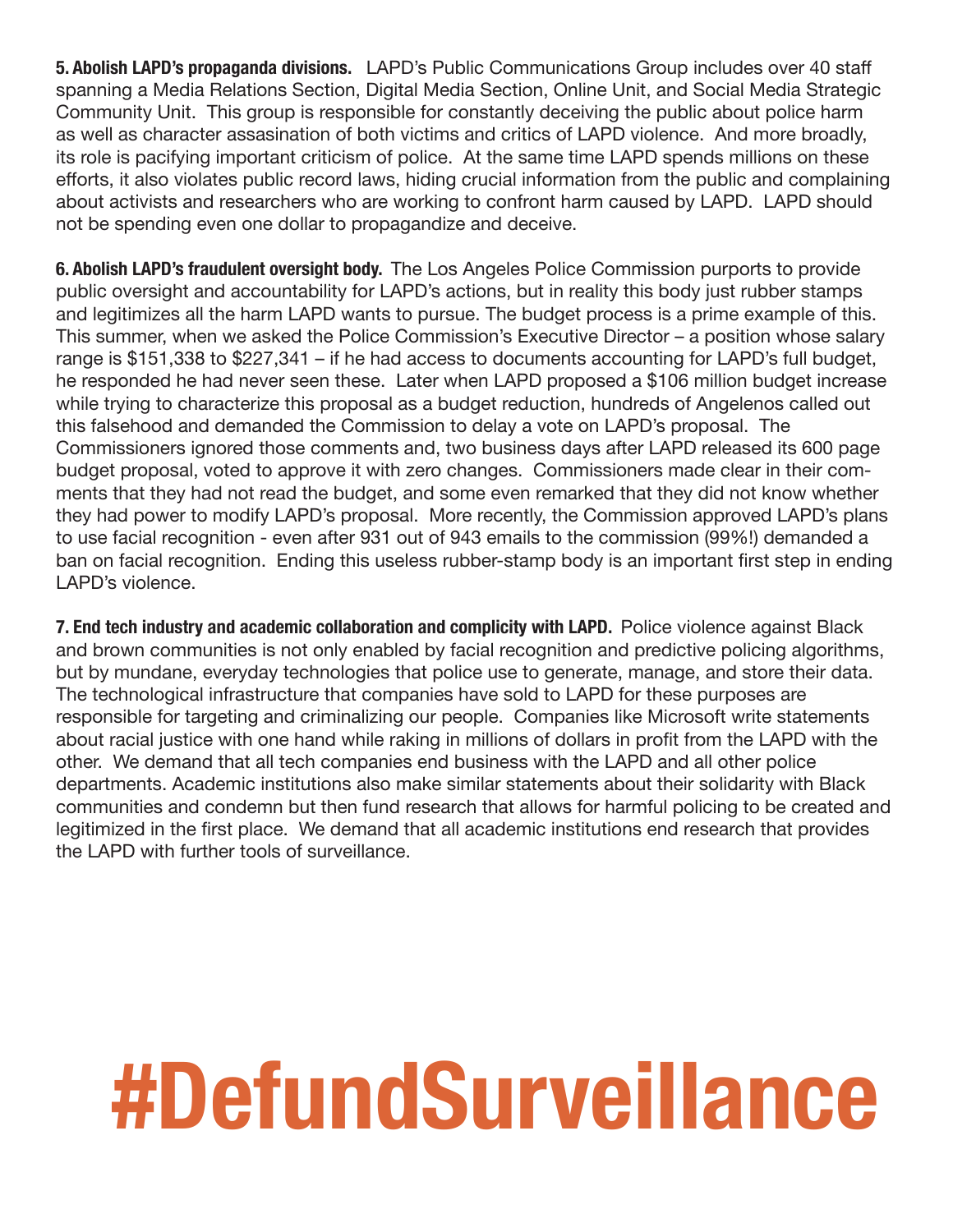**5. Abolish LAPD's propaganda divisions.** LAPD's Public Communications Group includes over 40 staff spanning a Media Relations Section, Digital Media Section, Online Unit, and Social Media Strategic Community Unit. This group is responsible for constantly deceiving the public about police harm as well as character assasination of both victims and critics of LAPD violence. And more broadly, its role is pacifying important criticism of police. At the same time LAPD spends millions on these efforts, it also violates public record laws, hiding crucial information from the public and complaining about activists and researchers who are working to confront harm caused by LAPD. LAPD should not be spending even one dollar to propagandize and deceive.

**6. Abolish LAPD's fraudulent oversight body.** The Los Angeles Police Commission purports to provide public oversight and accountability for LAPD's actions, but in reality this body just rubber stamps and legitimizes all the harm LAPD wants to pursue. The budget process is a prime example of this. This summer, when we asked the Police Commission's Executive Director – a position whose salary range is $151,338 to $227,341 – if he had access to documents accounting for LAPD's full budget, he responded he had never seen these. Later when LAPD proposed a $106 million budget increase while trying to characterize this proposal as a budget reduction, hundreds of Angelenos called out this falsehood and demanded the Commission to delay a vote on LAPD's proposal. The Commissioners ignored those comments and, two business days after LAPD released its 600 page budget proposal, voted to approve it with zero changes. Commissioners made clear in their comments that they had not read the budget, and some even remarked that they did not know whether they had power to modify LAPD's proposal. More recently, the Commission approved LAPD's plans to use facial recognition - even after 931 out of 943 emails to the commission (99%!) demanded a ban on facial recognition. Ending this useless rubber-stamp body is an important first step in ending LAPD's violence.

**7. End tech industry and academic collaboration and complicity with LAPD.** Police violence against Black and brown communities is not only enabled by facial recognition and predictive policing algorithms, but by mundane, everyday technologies that police use to generate, manage, and store their data. The technological infrastructure that companies have sold to LAPD for these purposes are responsible for targeting and criminalizing our people. Companies like Microsoft write statements about racial justice with one hand while raking in millions of dollars in profit from the LAPD with the other. We demand that all tech companies end business with the LAPD and all other police departments. Academic institutions also make similar statements about their solidarity with Black communities and condemn but then fund research that allows for harmful policing to be created and legitimized in the first place. We demand that all academic institutions end research that provides the LAPD with further tools of surveillance.

# #DefundSurveillance